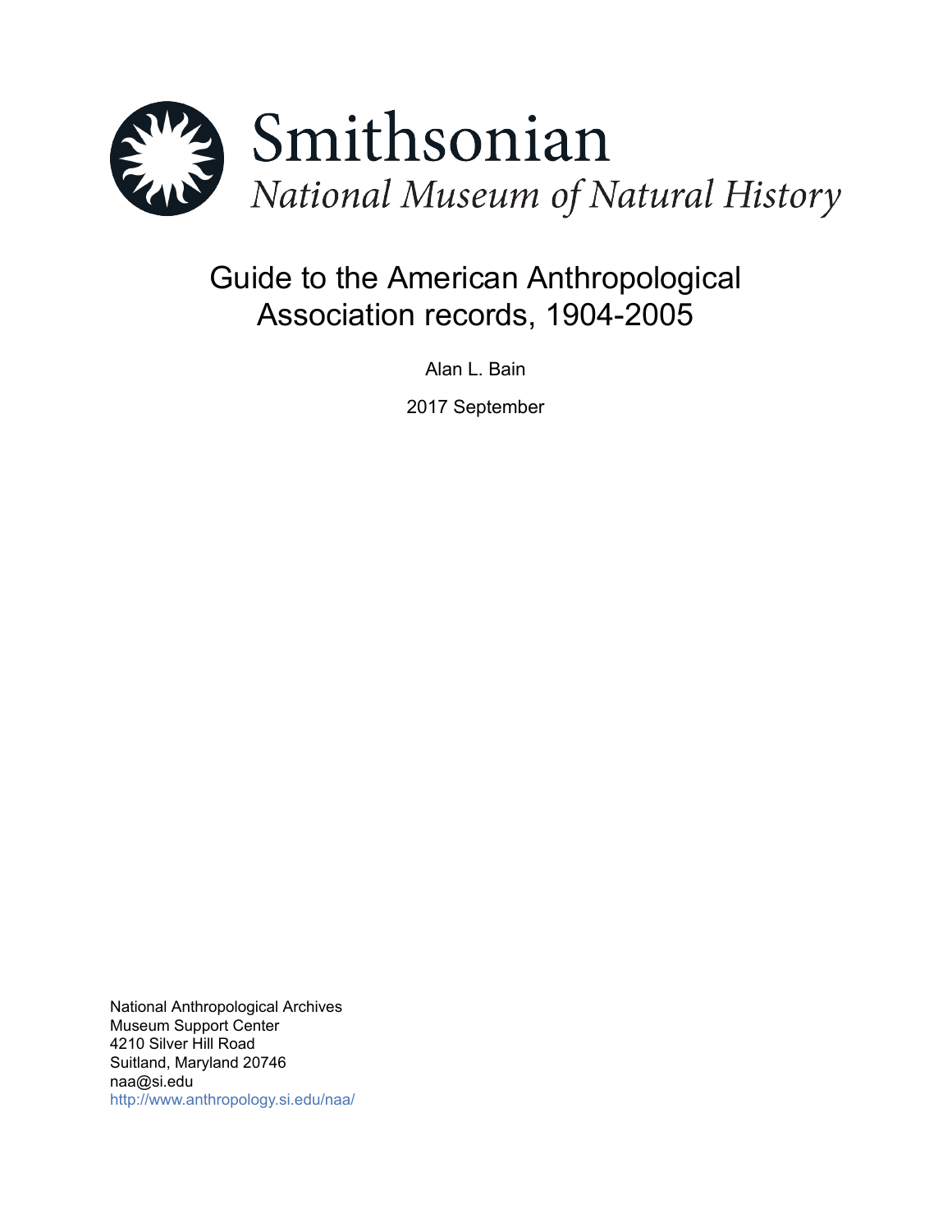Smithsonian

*National Museum of Natural History*

# Guide to the American Anthropological Association records, 1904-2005

Alan L. Bain

2017 September

National Anthropological Archives
Museum Support Center
4210 Silver Hill Road
Suitland, Maryland 20746
naa@si.edu
http://www.anthropology.si.edu/naa/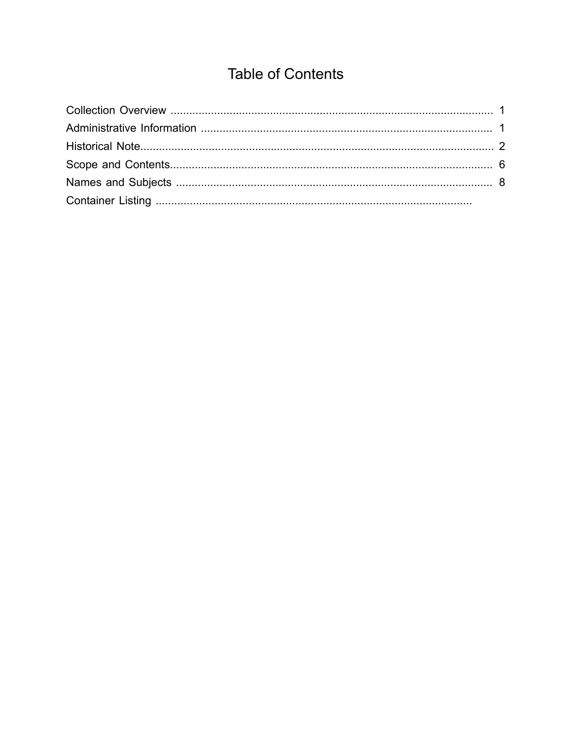# Table of Contents

Collection Overview .......................................................................................................... 1
Administrative Information ................................................................................................ 1
Historical Note.................................................................................................................... 2
Scope and Contents........................................................................................................... 6
Names and Subjects .......................................................................................................... 8
Container Listing .........................................................................................................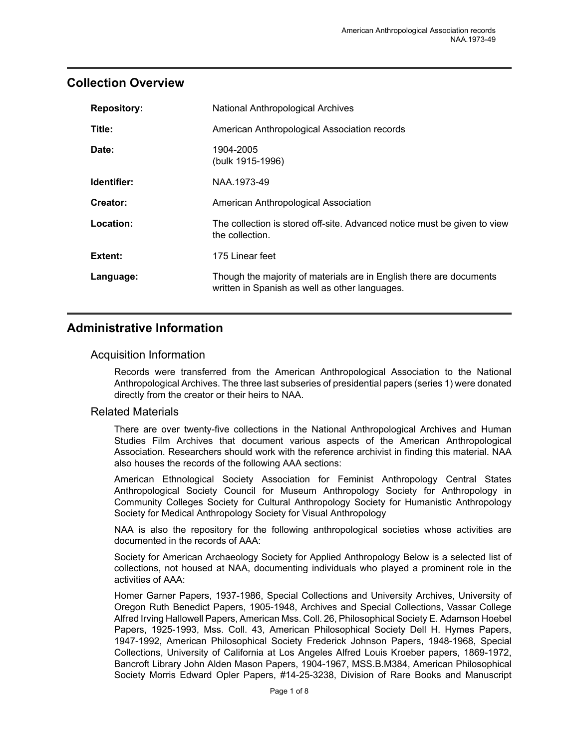## Collection Overview

| | |
|---|---|
| **Repository:** | National Anthropological Archives |
| **Title:** | American Anthropological Association records |
| **Date:** | 1904-2005 (bulk 1915-1996) |
| **Identifier:** | NAA.1973-49 |
| **Creator:** | American Anthropological Association |
| **Location:** | The collection is stored off-site. Advanced notice must be given to view the collection. |
| **Extent:** | 175 Linear feet |
| **Language:** | Though the majority of materials are in English there are documents written in Spanish as well as other languages. |

## Administrative Information

### Acquisition Information

Records were transferred from the American Anthropological Association to the National Anthropological Archives. The three last subseries of presidential papers (series 1) were donated directly from the creator or their heirs to NAA.

### Related Materials

There are over twenty-five collections in the National Anthropological Archives and Human Studies Film Archives that document various aspects of the American Anthropological Association. Researchers should work with the reference archivist in finding this material. NAA also houses the records of the following AAA sections:

American Ethnological Society Association for Feminist Anthropology Central States Anthropological Society Council for Museum Anthropology Society for Anthropology in Community Colleges Society for Cultural Anthropology Society for Humanistic Anthropology Society for Medical Anthropology Society for Visual Anthropology

NAA is also the repository for the following anthropological societies whose activities are documented in the records of AAA:

Society for American Archaeology Society for Applied Anthropology Below is a selected list of collections, not housed at NAA, documenting individuals who played a prominent role in the activities of AAA:

Homer Garner Papers, 1937-1986, Special Collections and University Archives, University of Oregon Ruth Benedict Papers, 1905-1948, Archives and Special Collections, Vassar College Alfred Irving Hallowell Papers, American Mss. Coll. 26, Philosophical Society E. Adamson Hoebel Papers, 1925-1993, Mss. Coll. 43, American Philosophical Society Dell H. Hymes Papers, 1947-1992, American Philosophical Society Frederick Johnson Papers, 1948-1968, Special Collections, University of California at Los Angeles Alfred Louis Kroeber papers, 1869-1972, Bancroft Library John Alden Mason Papers, 1904-1967, MSS.B.M384, American Philosophical Society Morris Edward Opler Papers, #14-25-3238, Division of Rare Books and Manuscript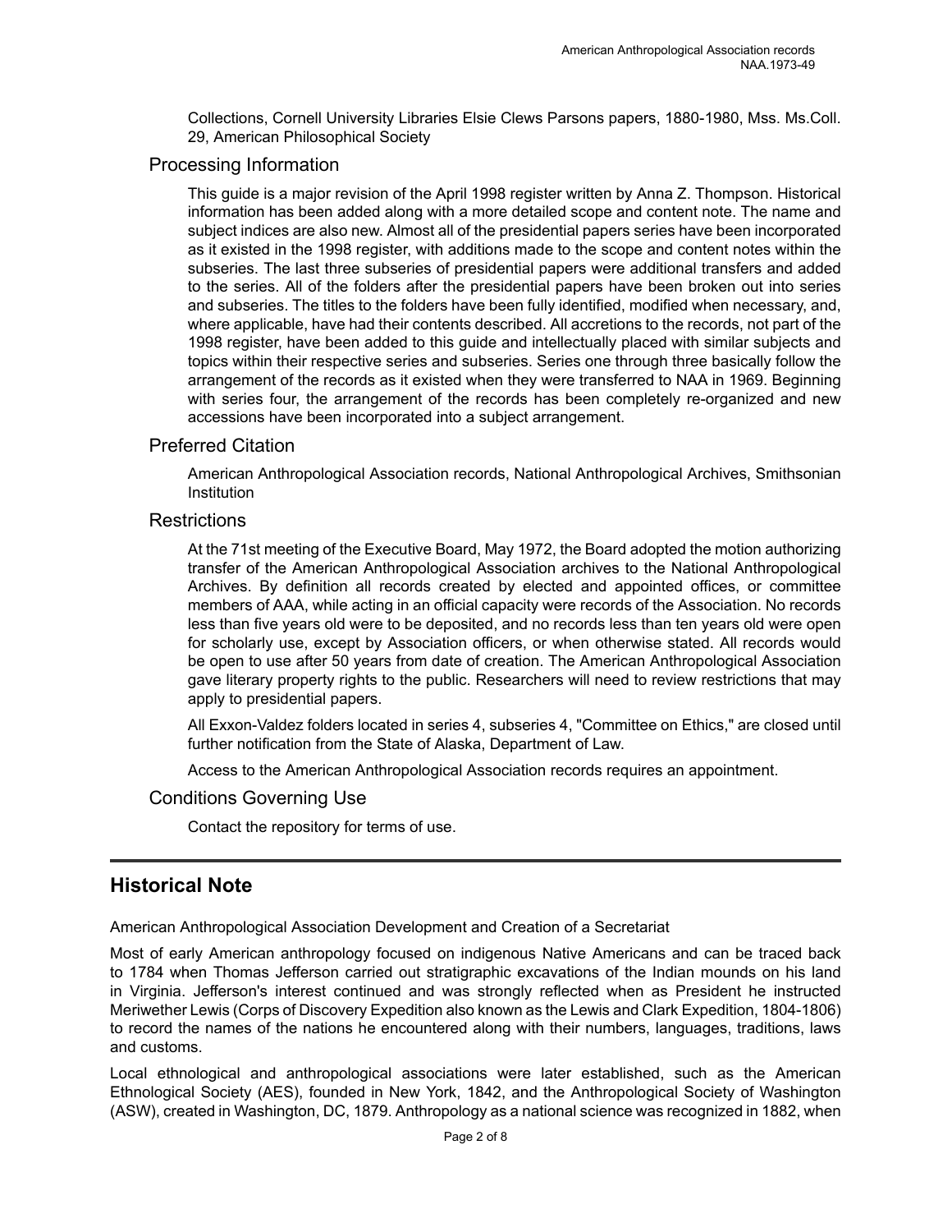Collections, Cornell University Libraries Elsie Clews Parsons papers, 1880-1980, Mss. Ms.Coll. 29, American Philosophical Society

### Processing Information

This guide is a major revision of the April 1998 register written by Anna Z. Thompson. Historical information has been added along with a more detailed scope and content note. The name and subject indices are also new. Almost all of the presidential papers series have been incorporated as it existed in the 1998 register, with additions made to the scope and content notes within the subseries. The last three subseries of presidential papers were additional transfers and added to the series. All of the folders after the presidential papers have been broken out into series and subseries. The titles to the folders have been fully identified, modified when necessary, and, where applicable, have had their contents described. All accretions to the records, not part of the 1998 register, have been added to this guide and intellectually placed with similar subjects and topics within their respective series and subseries. Series one through three basically follow the arrangement of the records as it existed when they were transferred to NAA in 1969. Beginning with series four, the arrangement of the records has been completely re-organized and new accessions have been incorporated into a subject arrangement.

### Preferred Citation

American Anthropological Association records, National Anthropological Archives, Smithsonian Institution

### Restrictions

At the 71st meeting of the Executive Board, May 1972, the Board adopted the motion authorizing transfer of the American Anthropological Association archives to the National Anthropological Archives. By definition all records created by elected and appointed offices, or committee members of AAA, while acting in an official capacity were records of the Association. No records less than five years old were to be deposited, and no records less than ten years old were open for scholarly use, except by Association officers, or when otherwise stated. All records would be open to use after 50 years from date of creation. The American Anthropological Association gave literary property rights to the public. Researchers will need to review restrictions that may apply to presidential papers.

All Exxon-Valdez folders located in series 4, subseries 4, "Committee on Ethics," are closed until further notification from the State of Alaska, Department of Law.

Access to the American Anthropological Association records requires an appointment.

### Conditions Governing Use

Contact the repository for terms of use.

## Historical Note

American Anthropological Association Development and Creation of a Secretariat

Most of early American anthropology focused on indigenous Native Americans and can be traced back to 1784 when Thomas Jefferson carried out stratigraphic excavations of the Indian mounds on his land in Virginia. Jefferson's interest continued and was strongly reflected when as President he instructed Meriwether Lewis (Corps of Discovery Expedition also known as the Lewis and Clark Expedition, 1804-1806) to record the names of the nations he encountered along with their numbers, languages, traditions, laws and customs.

Local ethnological and anthropological associations were later established, such as the American Ethnological Society (AES), founded in New York, 1842, and the Anthropological Society of Washington (ASW), created in Washington, DC, 1879. Anthropology as a national science was recognized in 1882, when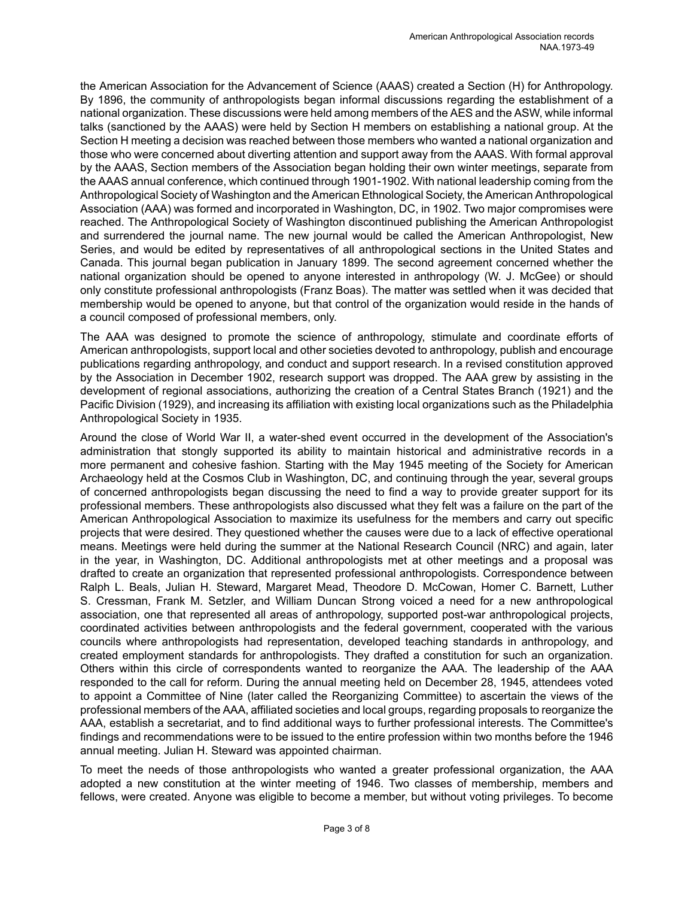the American Association for the Advancement of Science (AAAS) created a Section (H) for Anthropology. By 1896, the community of anthropologists began informal discussions regarding the establishment of a national organization. These discussions were held among members of the AES and the ASW, while informal talks (sanctioned by the AAAS) were held by Section H members on establishing a national group. At the Section H meeting a decision was reached between those members who wanted a national organization and those who were concerned about diverting attention and support away from the AAAS. With formal approval by the AAAS, Section members of the Association began holding their own winter meetings, separate from the AAAS annual conference, which continued through 1901-1902. With national leadership coming from the Anthropological Society of Washington and the American Ethnological Society, the American Anthropological Association (AAA) was formed and incorporated in Washington, DC, in 1902. Two major compromises were reached. The Anthropological Society of Washington discontinued publishing the American Anthropologist and surrendered the journal name. The new journal would be called the American Anthropologist, New Series, and would be edited by representatives of all anthropological sections in the United States and Canada. This journal began publication in January 1899. The second agreement concerned whether the national organization should be opened to anyone interested in anthropology (W. J. McGee) or should only constitute professional anthropologists (Franz Boas). The matter was settled when it was decided that membership would be opened to anyone, but that control of the organization would reside in the hands of a council composed of professional members, only.

The AAA was designed to promote the science of anthropology, stimulate and coordinate efforts of American anthropologists, support local and other societies devoted to anthropology, publish and encourage publications regarding anthropology, and conduct and support research. In a revised constitution approved by the Association in December 1902, research support was dropped. The AAA grew by assisting in the development of regional associations, authorizing the creation of a Central States Branch (1921) and the Pacific Division (1929), and increasing its affiliation with existing local organizations such as the Philadelphia Anthropological Society in 1935.

Around the close of World War II, a water-shed event occurred in the development of the Association's administration that stongly supported its ability to maintain historical and administrative records in a more permanent and cohesive fashion. Starting with the May 1945 meeting of the Society for American Archaeology held at the Cosmos Club in Washington, DC, and continuing through the year, several groups of concerned anthropologists began discussing the need to find a way to provide greater support for its professional members. These anthropologists also discussed what they felt was a failure on the part of the American Anthropological Association to maximize its usefulness for the members and carry out specific projects that were desired. They questioned whether the causes were due to a lack of effective operational means. Meetings were held during the summer at the National Research Council (NRC) and again, later in the year, in Washington, DC. Additional anthropologists met at other meetings and a proposal was drafted to create an organization that represented professional anthropologists. Correspondence between Ralph L. Beals, Julian H. Steward, Margaret Mead, Theodore D. McCowan, Homer C. Barnett, Luther S. Cressman, Frank M. Setzler, and William Duncan Strong voiced a need for a new anthropological association, one that represented all areas of anthropology, supported post-war anthropological projects, coordinated activities between anthropologists and the federal government, cooperated with the various councils where anthropologists had representation, developed teaching standards in anthropology, and created employment standards for anthropologists. They drafted a constitution for such an organization. Others within this circle of correspondents wanted to reorganize the AAA. The leadership of the AAA responded to the call for reform. During the annual meeting held on December 28, 1945, attendees voted to appoint a Committee of Nine (later called the Reorganizing Committee) to ascertain the views of the professional members of the AAA, affiliated societies and local groups, regarding proposals to reorganize the AAA, establish a secretariat, and to find additional ways to further professional interests. The Committee's findings and recommendations were to be issued to the entire profession within two months before the 1946 annual meeting. Julian H. Steward was appointed chairman.

To meet the needs of those anthropologists who wanted a greater professional organization, the AAA adopted a new constitution at the winter meeting of 1946. Two classes of membership, members and fellows, were created. Anyone was eligible to become a member, but without voting privileges. To become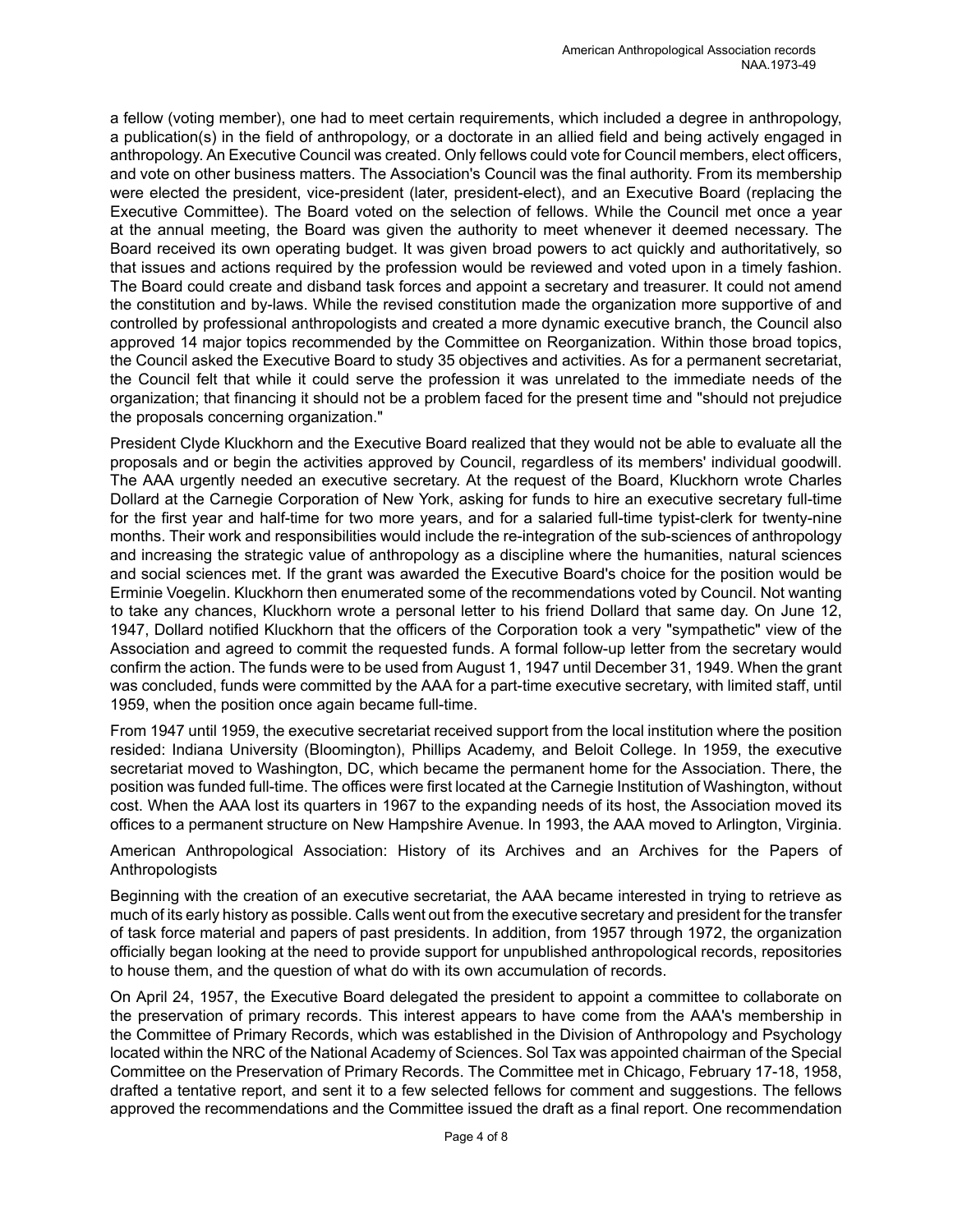a fellow (voting member), one had to meet certain requirements, which included a degree in anthropology, a publication(s) in the field of anthropology, or a doctorate in an allied field and being actively engaged in anthropology. An Executive Council was created. Only fellows could vote for Council members, elect officers, and vote on other business matters. The Association's Council was the final authority. From its membership were elected the president, vice-president (later, president-elect), and an Executive Board (replacing the Executive Committee). The Board voted on the selection of fellows. While the Council met once a year at the annual meeting, the Board was given the authority to meet whenever it deemed necessary. The Board received its own operating budget. It was given broad powers to act quickly and authoritatively, so that issues and actions required by the profession would be reviewed and voted upon in a timely fashion. The Board could create and disband task forces and appoint a secretary and treasurer. It could not amend the constitution and by-laws. While the revised constitution made the organization more supportive of and controlled by professional anthropologists and created a more dynamic executive branch, the Council also approved 14 major topics recommended by the Committee on Reorganization. Within those broad topics, the Council asked the Executive Board to study 35 objectives and activities. As for a permanent secretariat, the Council felt that while it could serve the profession it was unrelated to the immediate needs of the organization; that financing it should not be a problem faced for the present time and "should not prejudice the proposals concerning organization."

President Clyde Kluckhorn and the Executive Board realized that they would not be able to evaluate all the proposals and or begin the activities approved by Council, regardless of its members' individual goodwill. The AAA urgently needed an executive secretary. At the request of the Board, Kluckhorn wrote Charles Dollard at the Carnegie Corporation of New York, asking for funds to hire an executive secretary full-time for the first year and half-time for two more years, and for a salaried full-time typist-clerk for twenty-nine months. Their work and responsibilities would include the re-integration of the sub-sciences of anthropology and increasing the strategic value of anthropology as a discipline where the humanities, natural sciences and social sciences met. If the grant was awarded the Executive Board's choice for the position would be Erminie Voegelin. Kluckhorn then enumerated some of the recommendations voted by Council. Not wanting to take any chances, Kluckhorn wrote a personal letter to his friend Dollard that same day. On June 12, 1947, Dollard notified Kluckhorn that the officers of the Corporation took a very "sympathetic" view of the Association and agreed to commit the requested funds. A formal follow-up letter from the secretary would confirm the action. The funds were to be used from August 1, 1947 until December 31, 1949. When the grant was concluded, funds were committed by the AAA for a part-time executive secretary, with limited staff, until 1959, when the position once again became full-time.

From 1947 until 1959, the executive secretariat received support from the local institution where the position resided: Indiana University (Bloomington), Phillips Academy, and Beloit College. In 1959, the executive secretariat moved to Washington, DC, which became the permanent home for the Association. There, the position was funded full-time. The offices were first located at the Carnegie Institution of Washington, without cost. When the AAA lost its quarters in 1967 to the expanding needs of its host, the Association moved its offices to a permanent structure on New Hampshire Avenue. In 1993, the AAA moved to Arlington, Virginia.

American Anthropological Association: History of its Archives and an Archives for the Papers of Anthropologists

Beginning with the creation of an executive secretariat, the AAA became interested in trying to retrieve as much of its early history as possible. Calls went out from the executive secretary and president for the transfer of task force material and papers of past presidents. In addition, from 1957 through 1972, the organization officially began looking at the need to provide support for unpublished anthropological records, repositories to house them, and the question of what do with its own accumulation of records.

On April 24, 1957, the Executive Board delegated the president to appoint a committee to collaborate on the preservation of primary records. This interest appears to have come from the AAA's membership in the Committee of Primary Records, which was established in the Division of Anthropology and Psychology located within the NRC of the National Academy of Sciences. Sol Tax was appointed chairman of the Special Committee on the Preservation of Primary Records. The Committee met in Chicago, February 17-18, 1958, drafted a tentative report, and sent it to a few selected fellows for comment and suggestions. The fellows approved the recommendations and the Committee issued the draft as a final report. One recommendation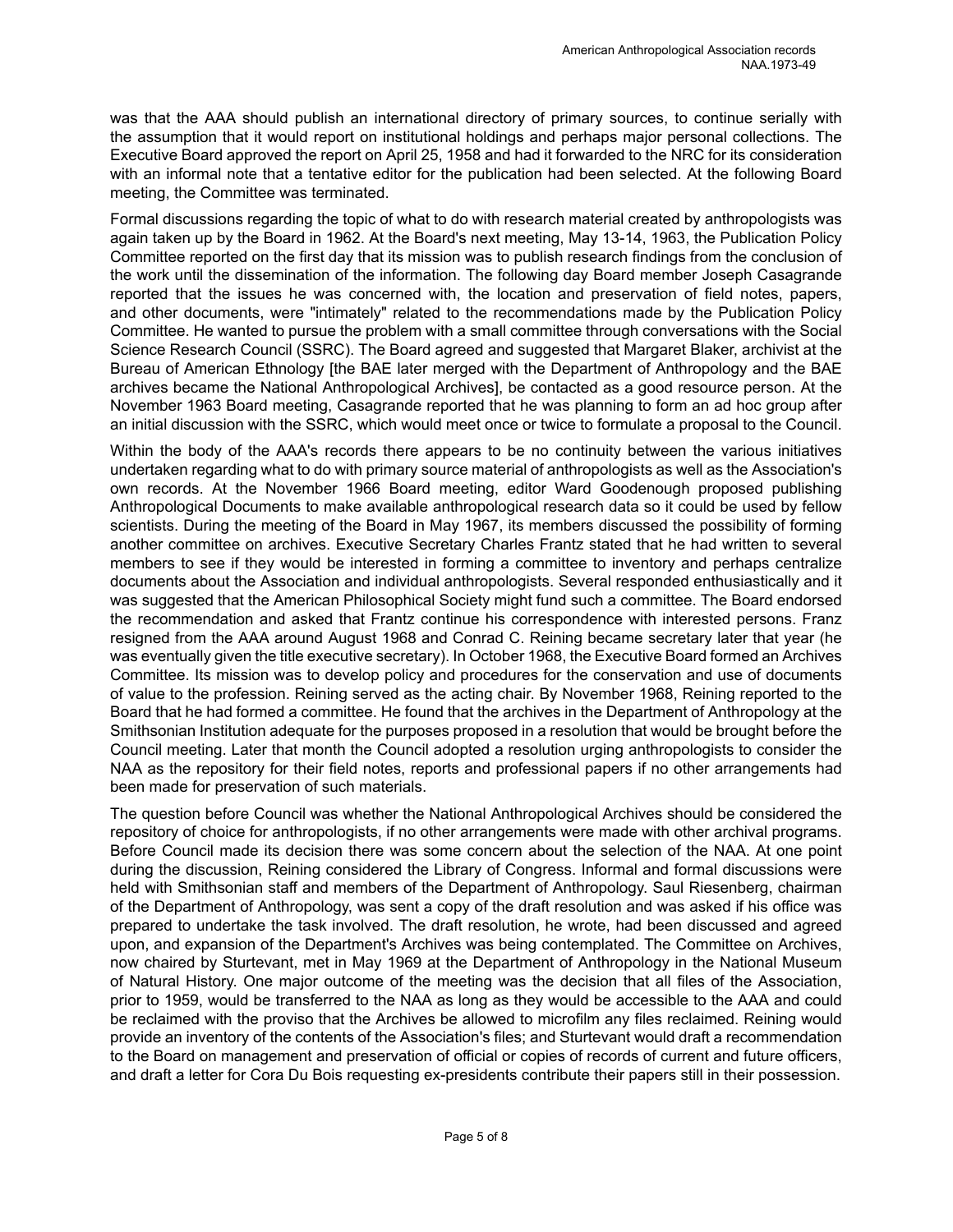was that the AAA should publish an international directory of primary sources, to continue serially with the assumption that it would report on institutional holdings and perhaps major personal collections. The Executive Board approved the report on April 25, 1958 and had it forwarded to the NRC for its consideration with an informal note that a tentative editor for the publication had been selected. At the following Board meeting, the Committee was terminated.

Formal discussions regarding the topic of what to do with research material created by anthropologists was again taken up by the Board in 1962. At the Board's next meeting, May 13-14, 1963, the Publication Policy Committee reported on the first day that its mission was to publish research findings from the conclusion of the work until the dissemination of the information. The following day Board member Joseph Casagrande reported that the issues he was concerned with, the location and preservation of field notes, papers, and other documents, were "intimately" related to the recommendations made by the Publication Policy Committee. He wanted to pursue the problem with a small committee through conversations with the Social Science Research Council (SSRC). The Board agreed and suggested that Margaret Blaker, archivist at the Bureau of American Ethnology [the BAE later merged with the Department of Anthropology and the BAE archives became the National Anthropological Archives], be contacted as a good resource person. At the November 1963 Board meeting, Casagrande reported that he was planning to form an ad hoc group after an initial discussion with the SSRC, which would meet once or twice to formulate a proposal to the Council.

Within the body of the AAA's records there appears to be no continuity between the various initiatives undertaken regarding what to do with primary source material of anthropologists as well as the Association's own records. At the November 1966 Board meeting, editor Ward Goodenough proposed publishing Anthropological Documents to make available anthropological research data so it could be used by fellow scientists. During the meeting of the Board in May 1967, its members discussed the possibility of forming another committee on archives. Executive Secretary Charles Frantz stated that he had written to several members to see if they would be interested in forming a committee to inventory and perhaps centralize documents about the Association and individual anthropologists. Several responded enthusiastically and it was suggested that the American Philosophical Society might fund such a committee. The Board endorsed the recommendation and asked that Frantz continue his correspondence with interested persons. Franz resigned from the AAA around August 1968 and Conrad C. Reining became secretary later that year (he was eventually given the title executive secretary). In October 1968, the Executive Board formed an Archives Committee. Its mission was to develop policy and procedures for the conservation and use of documents of value to the profession. Reining served as the acting chair. By November 1968, Reining reported to the Board that he had formed a committee. He found that the archives in the Department of Anthropology at the Smithsonian Institution adequate for the purposes proposed in a resolution that would be brought before the Council meeting. Later that month the Council adopted a resolution urging anthropologists to consider the NAA as the repository for their field notes, reports and professional papers if no other arrangements had been made for preservation of such materials.

The question before Council was whether the National Anthropological Archives should be considered the repository of choice for anthropologists, if no other arrangements were made with other archival programs. Before Council made its decision there was some concern about the selection of the NAA. At one point during the discussion, Reining considered the Library of Congress. Informal and formal discussions were held with Smithsonian staff and members of the Department of Anthropology. Saul Riesenberg, chairman of the Department of Anthropology, was sent a copy of the draft resolution and was asked if his office was prepared to undertake the task involved. The draft resolution, he wrote, had been discussed and agreed upon, and expansion of the Department's Archives was being contemplated. The Committee on Archives, now chaired by Sturtevant, met in May 1969 at the Department of Anthropology in the National Museum of Natural History. One major outcome of the meeting was the decision that all files of the Association, prior to 1959, would be transferred to the NAA as long as they would be accessible to the AAA and could be reclaimed with the proviso that the Archives be allowed to microfilm any files reclaimed. Reining would provide an inventory of the contents of the Association's files; and Sturtevant would draft a recommendation to the Board on management and preservation of official or copies of records of current and future officers, and draft a letter for Cora Du Bois requesting ex-presidents contribute their papers still in their possession.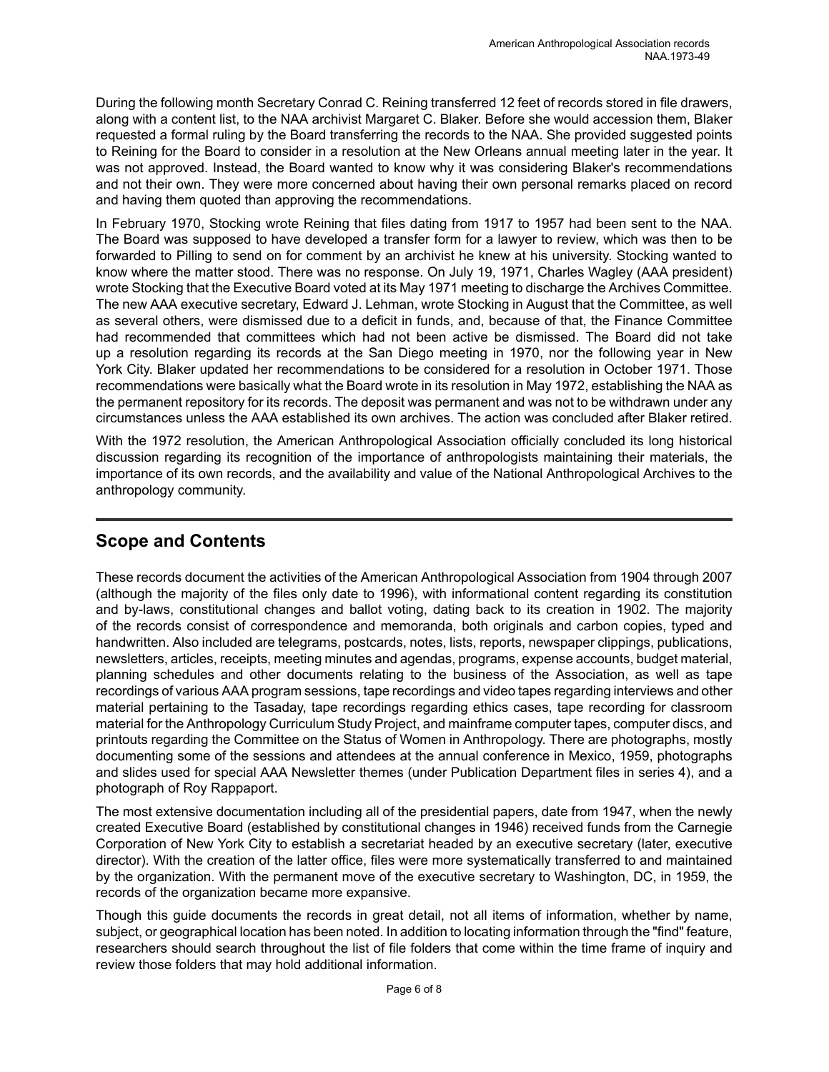During the following month Secretary Conrad C. Reining transferred 12 feet of records stored in file drawers, along with a content list, to the NAA archivist Margaret C. Blaker. Before she would accession them, Blaker requested a formal ruling by the Board transferring the records to the NAA. She provided suggested points to Reining for the Board to consider in a resolution at the New Orleans annual meeting later in the year. It was not approved. Instead, the Board wanted to know why it was considering Blaker's recommendations and not their own. They were more concerned about having their own personal remarks placed on record and having them quoted than approving the recommendations.

In February 1970, Stocking wrote Reining that files dating from 1917 to 1957 had been sent to the NAA. The Board was supposed to have developed a transfer form for a lawyer to review, which was then to be forwarded to Pilling to send on for comment by an archivist he knew at his university. Stocking wanted to know where the matter stood. There was no response. On July 19, 1971, Charles Wagley (AAA president) wrote Stocking that the Executive Board voted at its May 1971 meeting to discharge the Archives Committee. The new AAA executive secretary, Edward J. Lehman, wrote Stocking in August that the Committee, as well as several others, were dismissed due to a deficit in funds, and, because of that, the Finance Committee had recommended that committees which had not been active be dismissed. The Board did not take up a resolution regarding its records at the San Diego meeting in 1970, nor the following year in New York City. Blaker updated her recommendations to be considered for a resolution in October 1971. Those recommendations were basically what the Board wrote in its resolution in May 1972, establishing the NAA as the permanent repository for its records. The deposit was permanent and was not to be withdrawn under any circumstances unless the AAA established its own archives. The action was concluded after Blaker retired.

With the 1972 resolution, the American Anthropological Association officially concluded its long historical discussion regarding its recognition of the importance of anthropologists maintaining their materials, the importance of its own records, and the availability and value of the National Anthropological Archives to the anthropology community.

## Scope and Contents

These records document the activities of the American Anthropological Association from 1904 through 2007 (although the majority of the files only date to 1996), with informational content regarding its constitution and by-laws, constitutional changes and ballot voting, dating back to its creation in 1902. The majority of the records consist of correspondence and memoranda, both originals and carbon copies, typed and handwritten. Also included are telegrams, postcards, notes, lists, reports, newspaper clippings, publications, newsletters, articles, receipts, meeting minutes and agendas, programs, expense accounts, budget material, planning schedules and other documents relating to the business of the Association, as well as tape recordings of various AAA program sessions, tape recordings and video tapes regarding interviews and other material pertaining to the Tasaday, tape recordings regarding ethics cases, tape recording for classroom material for the Anthropology Curriculum Study Project, and mainframe computer tapes, computer discs, and printouts regarding the Committee on the Status of Women in Anthropology. There are photographs, mostly documenting some of the sessions and attendees at the annual conference in Mexico, 1959, photographs and slides used for special AAA Newsletter themes (under Publication Department files in series 4), and a photograph of Roy Rappaport.

The most extensive documentation including all of the presidential papers, date from 1947, when the newly created Executive Board (established by constitutional changes in 1946) received funds from the Carnegie Corporation of New York City to establish a secretariat headed by an executive secretary (later, executive director). With the creation of the latter office, files were more systematically transferred to and maintained by the organization. With the permanent move of the executive secretary to Washington, DC, in 1959, the records of the organization became more expansive.

Though this guide documents the records in great detail, not all items of information, whether by name, subject, or geographical location has been noted. In addition to locating information through the "find" feature, researchers should search throughout the list of file folders that come within the time frame of inquiry and review those folders that may hold additional information.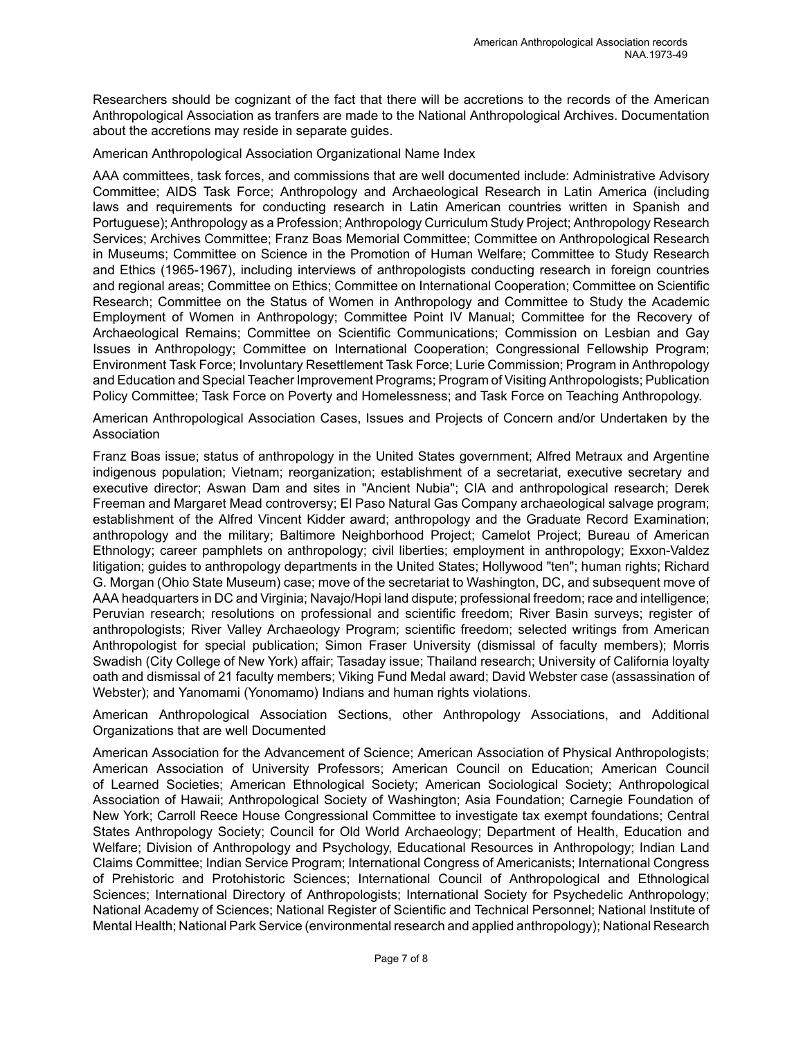Researchers should be cognizant of the fact that there will be accretions to the records of the American Anthropological Association as tranfers are made to the National Anthropological Archives. Documentation about the accretions may reside in separate guides.

American Anthropological Association Organizational Name Index

AAA committees, task forces, and commissions that are well documented include: Administrative Advisory Committee; AIDS Task Force; Anthropology and Archaeological Research in Latin America (including laws and requirements for conducting research in Latin American countries written in Spanish and Portuguese); Anthropology as a Profession; Anthropology Curriculum Study Project; Anthropology Research Services; Archives Committee; Franz Boas Memorial Committee; Committee on Anthropological Research in Museums; Committee on Science in the Promotion of Human Welfare; Committee to Study Research and Ethics (1965-1967), including interviews of anthropologists conducting research in foreign countries and regional areas; Committee on Ethics; Committee on International Cooperation; Committee on Scientific Research; Committee on the Status of Women in Anthropology and Committee to Study the Academic Employment of Women in Anthropology; Committee Point IV Manual; Committee for the Recovery of Archaeological Remains; Committee on Scientific Communications; Commission on Lesbian and Gay Issues in Anthropology; Committee on International Cooperation; Congressional Fellowship Program; Environment Task Force; Involuntary Resettlement Task Force; Lurie Commission; Program in Anthropology and Education and Special Teacher Improvement Programs; Program of Visiting Anthropologists; Publication Policy Committee; Task Force on Poverty and Homelessness; and Task Force on Teaching Anthropology.

American Anthropological Association Cases, Issues and Projects of Concern and/or Undertaken by the Association

Franz Boas issue; status of anthropology in the United States government; Alfred Metraux and Argentine indigenous population; Vietnam; reorganization; establishment of a secretariat, executive secretary and executive director; Aswan Dam and sites in "Ancient Nubia"; CIA and anthropological research; Derek Freeman and Margaret Mead controversy; El Paso Natural Gas Company archaeological salvage program; establishment of the Alfred Vincent Kidder award; anthropology and the Graduate Record Examination; anthropology and the military; Baltimore Neighborhood Project; Camelot Project; Bureau of American Ethnology; career pamphlets on anthropology; civil liberties; employment in anthropology; Exxon-Valdez litigation; guides to anthropology departments in the United States; Hollywood "ten"; human rights; Richard G. Morgan (Ohio State Museum) case; move of the secretariat to Washington, DC, and subsequent move of AAA headquarters in DC and Virginia; Navajo/Hopi land dispute; professional freedom; race and intelligence; Peruvian research; resolutions on professional and scientific freedom; River Basin surveys; register of anthropologists; River Valley Archaeology Program; scientific freedom; selected writings from American Anthropologist for special publication; Simon Fraser University (dismissal of faculty members); Morris Swadish (City College of New York) affair; Tasaday issue; Thailand research; University of California loyalty oath and dismissal of 21 faculty members; Viking Fund Medal award; David Webster case (assassination of Webster); and Yanomami (Yonomamo) Indians and human rights violations.

American Anthropological Association Sections, other Anthropology Associations, and Additional Organizations that are well Documented

American Association for the Advancement of Science; American Association of Physical Anthropologists; American Association of University Professors; American Council on Education; American Council of Learned Societies; American Ethnological Society; American Sociological Society; Anthropological Association of Hawaii; Anthropological Society of Washington; Asia Foundation; Carnegie Foundation of New York; Carroll Reece House Congressional Committee to investigate tax exempt foundations; Central States Anthropology Society; Council for Old World Archaeology; Department of Health, Education and Welfare; Division of Anthropology and Psychology, Educational Resources in Anthropology; Indian Land Claims Committee; Indian Service Program; International Congress of Americanists; International Congress of Prehistoric and Protohistoric Sciences; International Council of Anthropological and Ethnological Sciences; International Directory of Anthropologists; International Society for Psychedelic Anthropology; National Academy of Sciences; National Register of Scientific and Technical Personnel; National Institute of Mental Health; National Park Service (environmental research and applied anthropology); National Research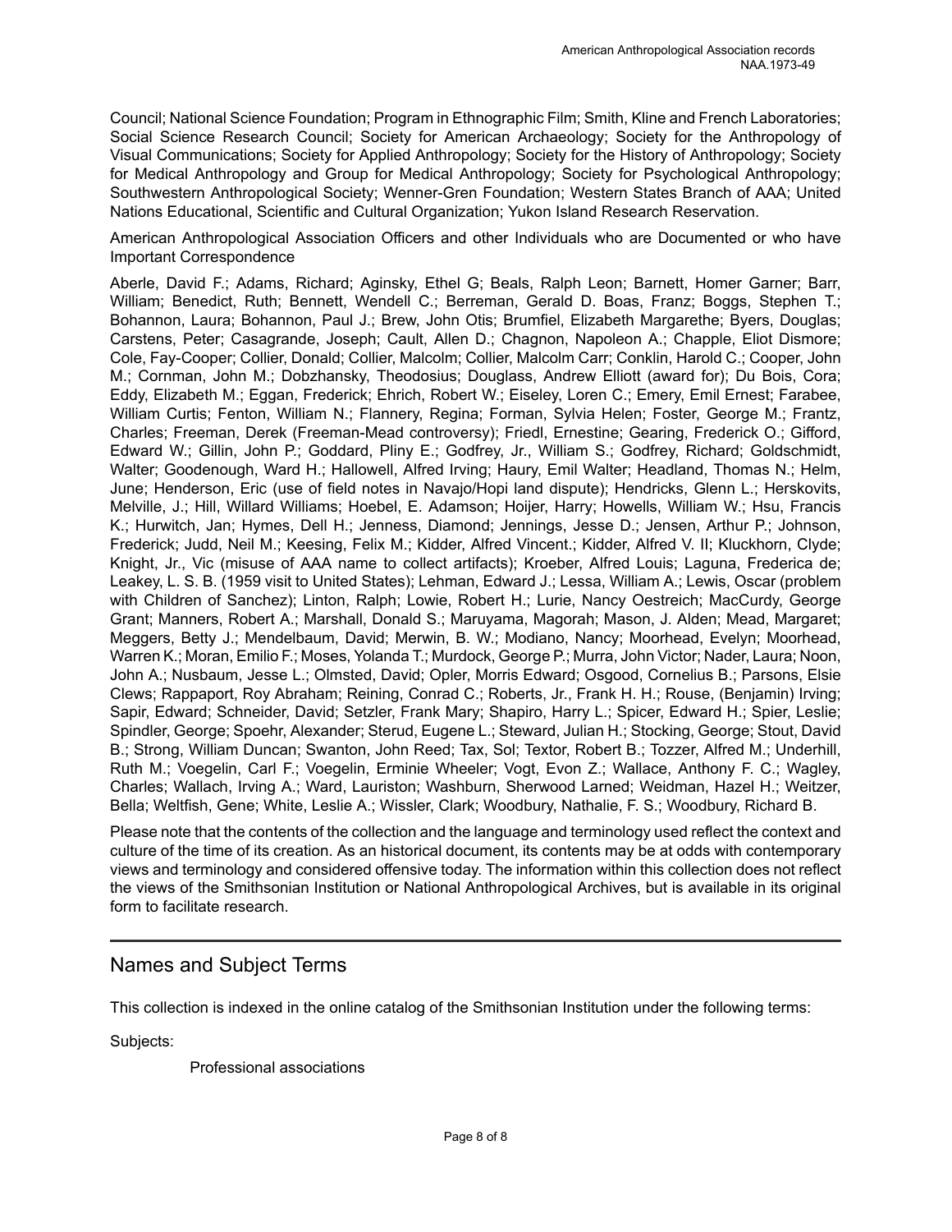Council; National Science Foundation; Program in Ethnographic Film; Smith, Kline and French Laboratories; Social Science Research Council; Society for American Archaeology; Society for the Anthropology of Visual Communications; Society for Applied Anthropology; Society for the History of Anthropology; Society for Medical Anthropology and Group for Medical Anthropology; Society for Psychological Anthropology; Southwestern Anthropological Society; Wenner-Gren Foundation; Western States Branch of AAA; United Nations Educational, Scientific and Cultural Organization; Yukon Island Research Reservation.

American Anthropological Association Officers and other Individuals who are Documented or who have Important Correspondence

Aberle, David F.; Adams, Richard; Aginsky, Ethel G; Beals, Ralph Leon; Barnett, Homer Garner; Barr, William; Benedict, Ruth; Bennett, Wendell C.; Berreman, Gerald D. Boas, Franz; Boggs, Stephen T.; Bohannon, Laura; Bohannon, Paul J.; Brew, John Otis; Brumfiel, Elizabeth Margarethe; Byers, Douglas; Carstens, Peter; Casagrande, Joseph; Cault, Allen D.; Chagnon, Napoleon A.; Chapple, Eliot Dismore; Cole, Fay-Cooper; Collier, Donald; Collier, Malcolm; Collier, Malcolm Carr; Conklin, Harold C.; Cooper, John M.; Cornman, John M.; Dobzhansky, Theodosius; Douglass, Andrew Elliott (award for); Du Bois, Cora; Eddy, Elizabeth M.; Eggan, Frederick; Ehrich, Robert W.; Eiseley, Loren C.; Emery, Emil Ernest; Farabee, William Curtis; Fenton, William N.; Flannery, Regina; Forman, Sylvia Helen; Foster, George M.; Frantz, Charles; Freeman, Derek (Freeman-Mead controversy); Friedl, Ernestine; Gearing, Frederick O.; Gifford, Edward W.; Gillin, John P.; Goddard, Pliny E.; Godfrey, Jr., William S.; Godfrey, Richard; Goldschmidt, Walter; Goodenough, Ward H.; Hallowell, Alfred Irving; Haury, Emil Walter; Headland, Thomas N.; Helm, June; Henderson, Eric (use of field notes in Navajo/Hopi land dispute); Hendricks, Glenn L.; Herskovits, Melville, J.; Hill, Willard Williams; Hoebel, E. Adamson; Hoijer, Harry; Howells, William W.; Hsu, Francis K.; Hurwitch, Jan; Hymes, Dell H.; Jenness, Diamond; Jennings, Jesse D.; Jensen, Arthur P.; Johnson, Frederick; Judd, Neil M.; Keesing, Felix M.; Kidder, Alfred Vincent.; Kidder, Alfred V. II; Kluckhorn, Clyde; Knight, Jr., Vic (misuse of AAA name to collect artifacts); Kroeber, Alfred Louis; Laguna, Frederica de; Leakey, L. S. B. (1959 visit to United States); Lehman, Edward J.; Lessa, William A.; Lewis, Oscar (problem with Children of Sanchez); Linton, Ralph; Lowie, Robert H.; Lurie, Nancy Oestreich; MacCurdy, George Grant; Manners, Robert A.; Marshall, Donald S.; Maruyama, Magorah; Mason, J. Alden; Mead, Margaret; Meggers, Betty J.; Mendelbaum, David; Merwin, B. W.; Modiano, Nancy; Moorhead, Evelyn; Moorhead, Warren K.; Moran, Emilio F.; Moses, Yolanda T.; Murdock, George P.; Murra, John Victor; Nader, Laura; Noon, John A.; Nusbaum, Jesse L.; Olmsted, David; Opler, Morris Edward; Osgood, Cornelius B.; Parsons, Elsie Clews; Rappaport, Roy Abraham; Reining, Conrad C.; Roberts, Jr., Frank H. H.; Rouse, (Benjamin) Irving; Sapir, Edward; Schneider, David; Setzler, Frank Mary; Shapiro, Harry L.; Spicer, Edward H.; Spier, Leslie; Spindler, George; Spoehr, Alexander; Sterud, Eugene L.; Steward, Julian H.; Stocking, George; Stout, David B.; Strong, William Duncan; Swanton, John Reed; Tax, Sol; Textor, Robert B.; Tozzer, Alfred M.; Underhill, Ruth M.; Voegelin, Carl F.; Voegelin, Erminie Wheeler; Vogt, Evon Z.; Wallace, Anthony F. C.; Wagley, Charles; Wallach, Irving A.; Ward, Lauriston; Washburn, Sherwood Larned; Weidman, Hazel H.; Weitzer, Bella; Weltfish, Gene; White, Leslie A.; Wissler, Clark; Woodbury, Nathalie, F. S.; Woodbury, Richard B.

Please note that the contents of the collection and the language and terminology used reflect the context and culture of the time of its creation. As an historical document, its contents may be at odds with contemporary views and terminology and considered offensive today. The information within this collection does not reflect the views of the Smithsonian Institution or National Anthropological Archives, but is available in its original form to facilitate research.

---

## Names and Subject Terms

This collection is indexed in the online catalog of the Smithsonian Institution under the following terms:

Subjects:

Professional associations